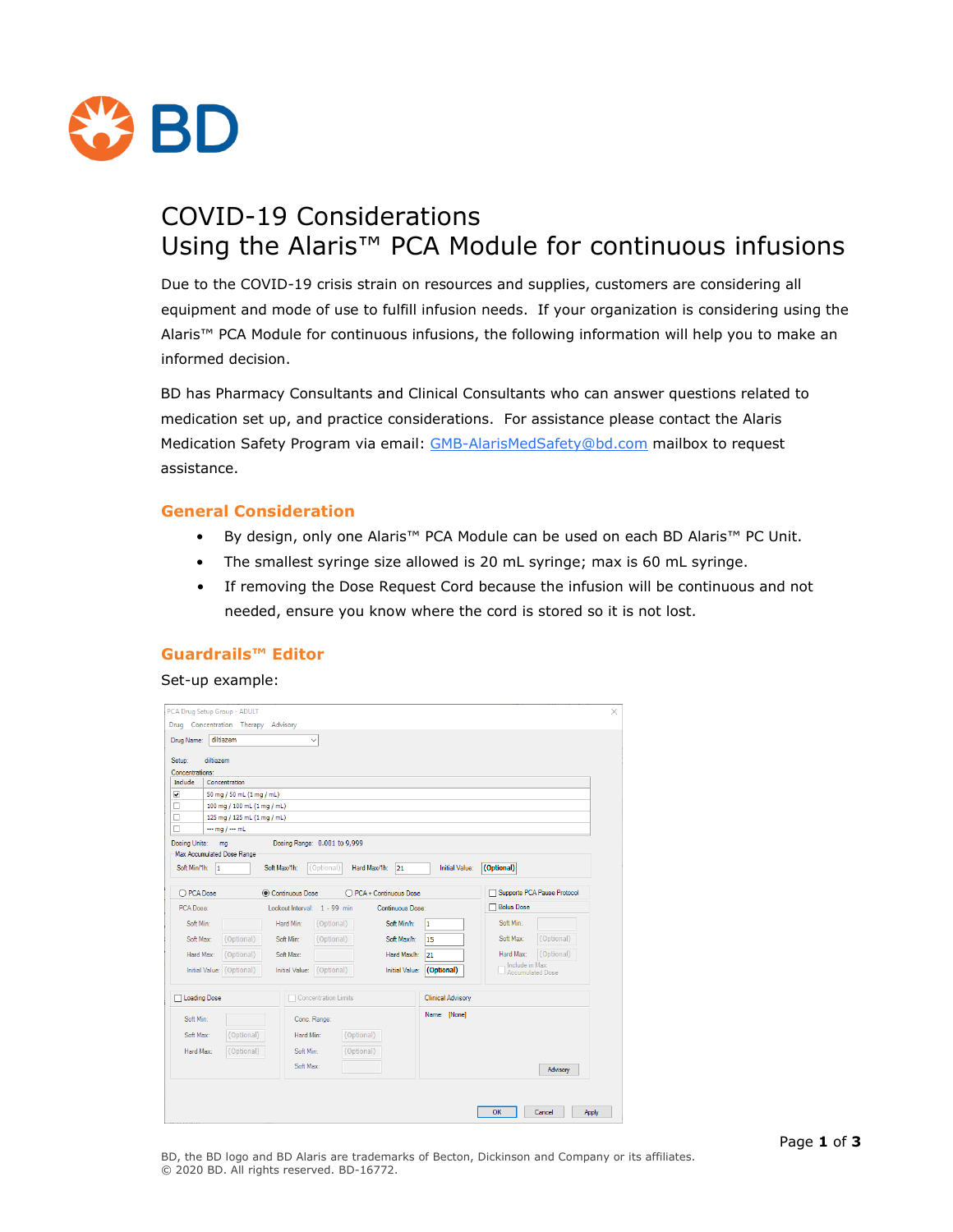# COVID-19 Considerations
# Using the Alaris™ PCA Module for continuous infusions

Due to the COVID-19 crisis strain on resources and supplies, customers are considering all equipment and mode of use to fulfill infusion needs. If your organization is considering using the Alaris™ PCA Module for continuous infusions, the following information will help you to make an informed decision.

BD has Pharmacy Consultants and Clinical Consultants who can answer questions related to medication set up, and practice considerations. For assistance please contact the Alaris Medication Safety Program via email: GMB-AlarisMedSafety@bd.com mailbox to request assistance.

## General Consideration

- By design, only one Alaris™ PCA Module can be used on each BD Alaris™ PC Unit.
- The smallest syringe size allowed is 20 mL syringe; max is 60 mL syringe.
- If removing the Dose Request Cord because the infusion will be continuous and not needed, ensure you know where the cord is stored so it is not lost.

## Guardrails™ Editor

Set-up example:

BD, the BD logo and BD Alaris are trademarks of Becton, Dickinson and Company or its affiliates.
© 2020 BD. All rights reserved. BD-16772.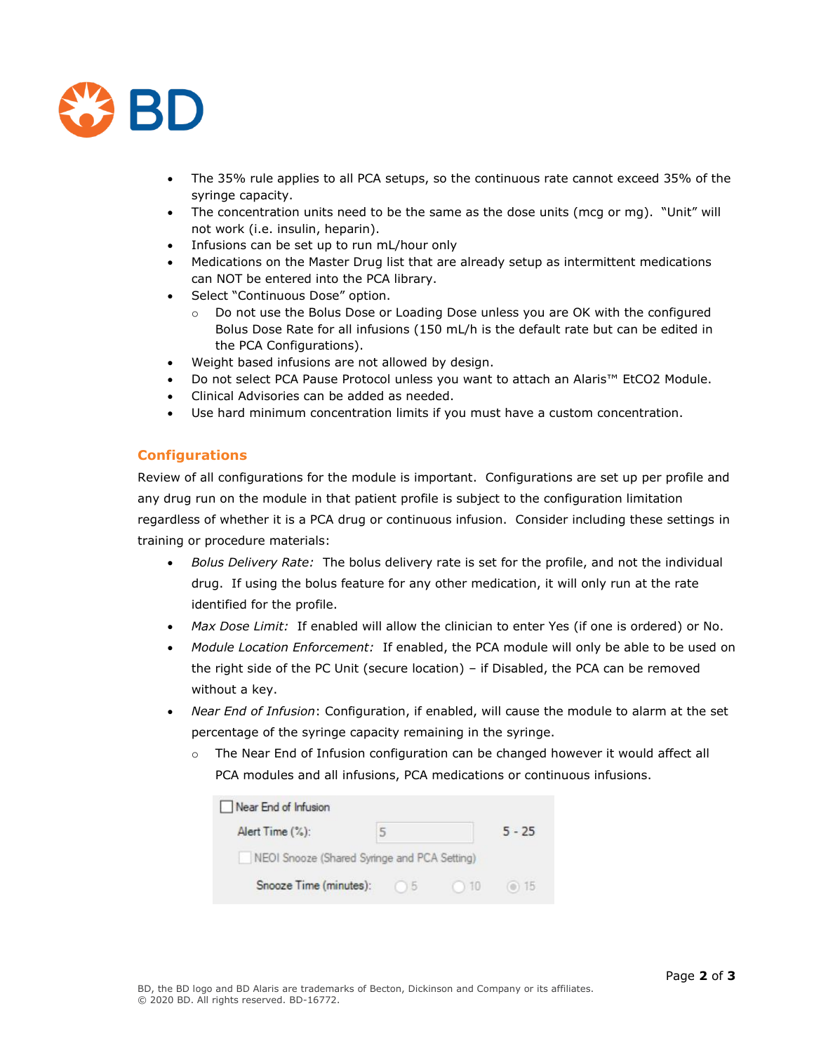- The 35% rule applies to all PCA setups, so the continuous rate cannot exceed 35% of the syringe capacity.
- The concentration units need to be the same as the dose units (mcg or mg). "Unit" will not work (i.e. insulin, heparin).
- Infusions can be set up to run mL/hour only
- Medications on the Master Drug list that are already setup as intermittent medications can NOT be entered into the PCA library.
- Select "Continuous Dose" option.
  - Do not use the Bolus Dose or Loading Dose unless you are OK with the configured Bolus Dose Rate for all infusions (150 mL/h is the default rate but can be edited in the PCA Configurations).
- Weight based infusions are not allowed by design.
- Do not select PCA Pause Protocol unless you want to attach an Alaris™ EtCO2 Module.
- Clinical Advisories can be added as needed.
- Use hard minimum concentration limits if you must have a custom concentration.

## Configurations

Review of all configurations for the module is important. Configurations are set up per profile and any drug run on the module in that patient profile is subject to the configuration limitation regardless of whether it is a PCA drug or continuous infusion. Consider including these settings in training or procedure materials:

- *Bolus Delivery Rate:* The bolus delivery rate is set for the profile, and not the individual drug. If using the bolus feature for any other medication, it will only run at the rate identified for the profile.
- *Max Dose Limit:* If enabled will allow the clinician to enter Yes (if one is ordered) or No.
- *Module Location Enforcement:* If enabled, the PCA module will only be able to be used on the right side of the PC Unit (secure location) – if Disabled, the PCA can be removed without a key.
- *Near End of Infusion*: Configuration, if enabled, will cause the module to alarm at the set percentage of the syringe capacity remaining in the syringe.
  - The Near End of Infusion configuration can be changed however it would affect all PCA modules and all infusions, PCA medications or continuous infusions.

☐ Near End of Infusion

Alert Time (%): 5 &nbsp;&nbsp; 5 - 25

☐ NEOI Snooze (Shared Syringe and PCA Setting)

Snooze Time (minutes): ○ 5 &nbsp; ○ 10 &nbsp; ◉ 15

BD, the BD logo and BD Alaris are trademarks of Becton, Dickinson and Company or its affiliates.
© 2020 BD. All rights reserved. BD-16772.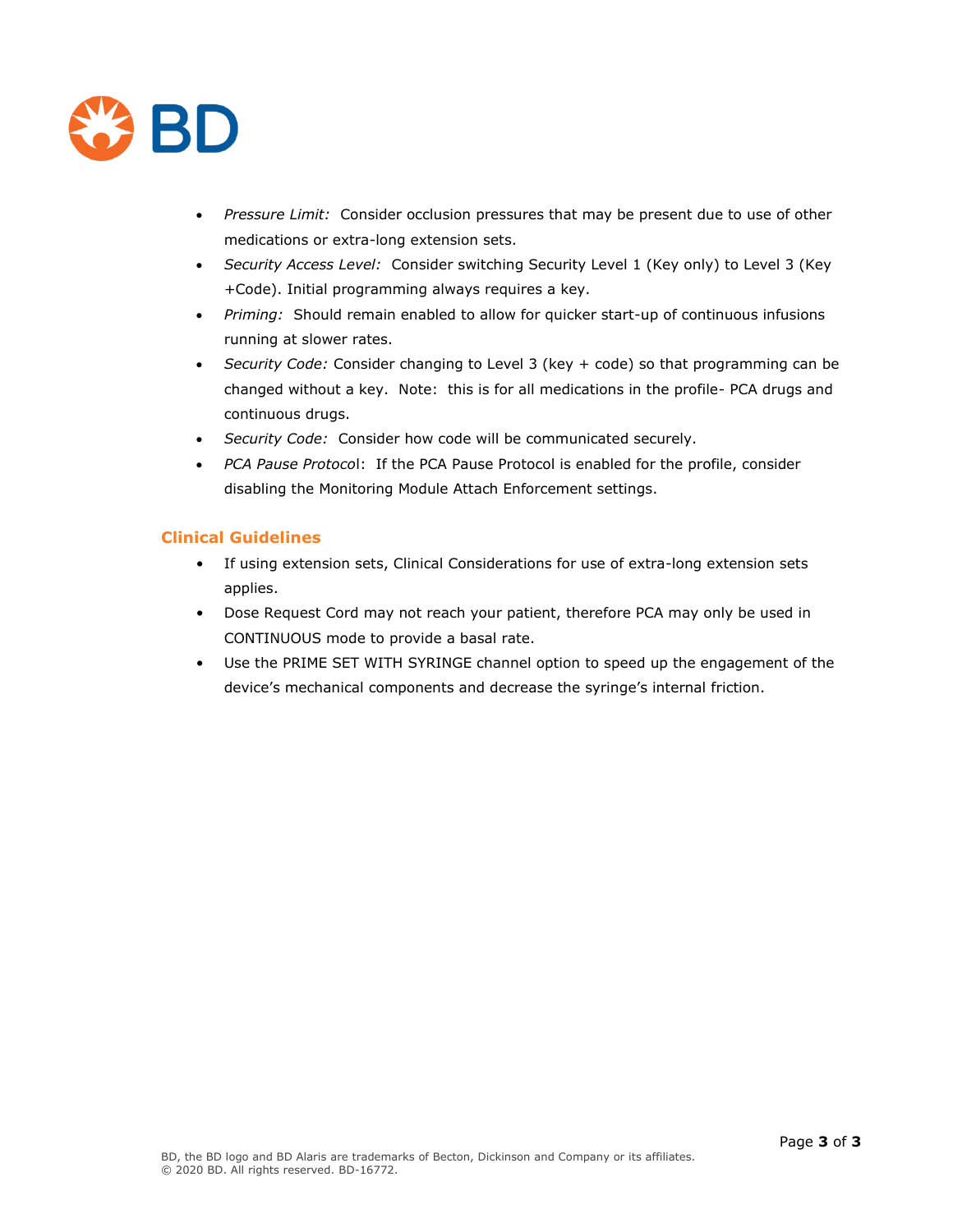- *Pressure Limit:* Consider occlusion pressures that may be present due to use of other medications or extra-long extension sets.
- *Security Access Level:* Consider switching Security Level 1 (Key only) to Level 3 (Key +Code). Initial programming always requires a key.
- *Priming:* Should remain enabled to allow for quicker start-up of continuous infusions running at slower rates.
- *Security Code:* Consider changing to Level 3 (key + code) so that programming can be changed without a key. Note: this is for all medications in the profile- PCA drugs and continuous drugs.
- *Security Code:* Consider how code will be communicated securely.
- *PCA Pause Protocol*: If the PCA Pause Protocol is enabled for the profile, consider disabling the Monitoring Module Attach Enforcement settings.

## Clinical Guidelines

- If using extension sets, Clinical Considerations for use of extra-long extension sets applies.
- Dose Request Cord may not reach your patient, therefore PCA may only be used in CONTINUOUS mode to provide a basal rate.
- Use the PRIME SET WITH SYRINGE channel option to speed up the engagement of the device's mechanical components and decrease the syringe's internal friction.

BD, the BD logo and BD Alaris are trademarks of Becton, Dickinson and Company or its affiliates.
© 2020 BD. All rights reserved. BD-16772.